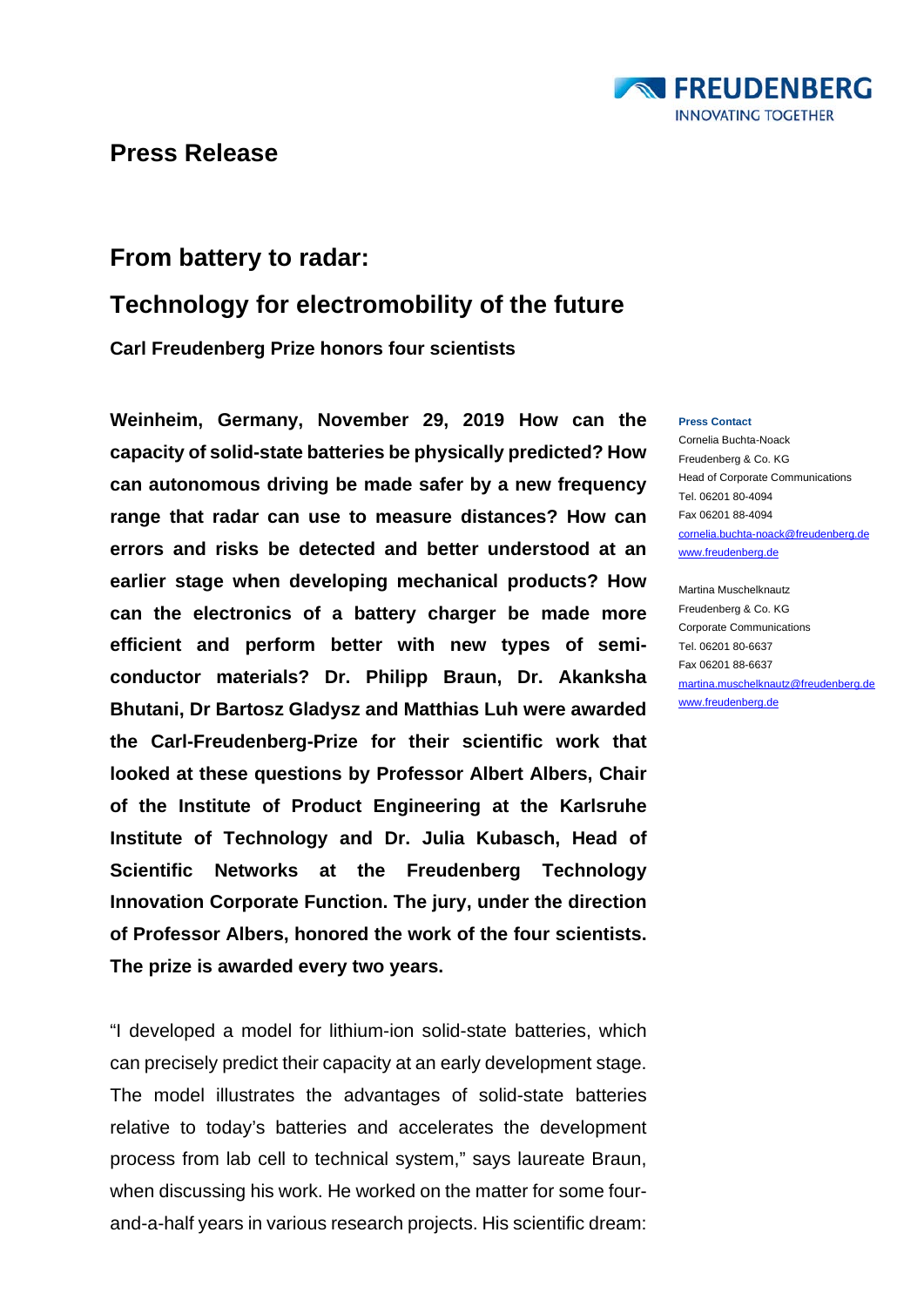FREUDENBERG
INNOVATING TOGETHER

# Press Release

## From battery to radar:

## Technology for electromobility of the future

**Carl Freudenberg Prize honors four scientists**

**Weinheim, Germany, November 29, 2019 How can the capacity of solid-state batteries be physically predicted? How can autonomous driving be made safer by a new frequency range that radar can use to measure distances? How can errors and risks be detected and better understood at an earlier stage when developing mechanical products? How can the electronics of a battery charger be made more efficient and perform better with new types of semi-conductor materials? Dr. Philipp Braun, Dr. Akanksha Bhutani, Dr Bartosz Gladysz and Matthias Luh were awarded the Carl-Freudenberg-Prize for their scientific work that looked at these questions by Professor Albert Albers, Chair of the Institute of Product Engineering at the Karlsruhe Institute of Technology and Dr. Julia Kubasch, Head of Scientific Networks at the Freudenberg Technology Innovation Corporate Function. The jury, under the direction of Professor Albers, honored the work of the four scientists. The prize is awarded every two years.**

“I developed a model for lithium-ion solid-state batteries, which can precisely predict their capacity at an early development stage. The model illustrates the advantages of solid-state batteries relative to today’s batteries and accelerates the development process from lab cell to technical system,” says laureate Braun, when discussing his work. He worked on the matter for some four-and-a-half years in various research projects. His scientific dream:

**Press Contact**
Cornelia Buchta-Noack
Freudenberg & Co. KG
Head of Corporate Communications
Tel. 06201 80-4094
Fax 06201 88-4094
cornelia.buchta-noack@freudenberg.de
www.freudenberg.de

Martina Muschelknautz
Freudenberg & Co. KG
Corporate Communications
Tel. 06201 80-6637
Fax 06201 88-6637
martina.muschelknautz@freudenberg.de
www.freudenberg.de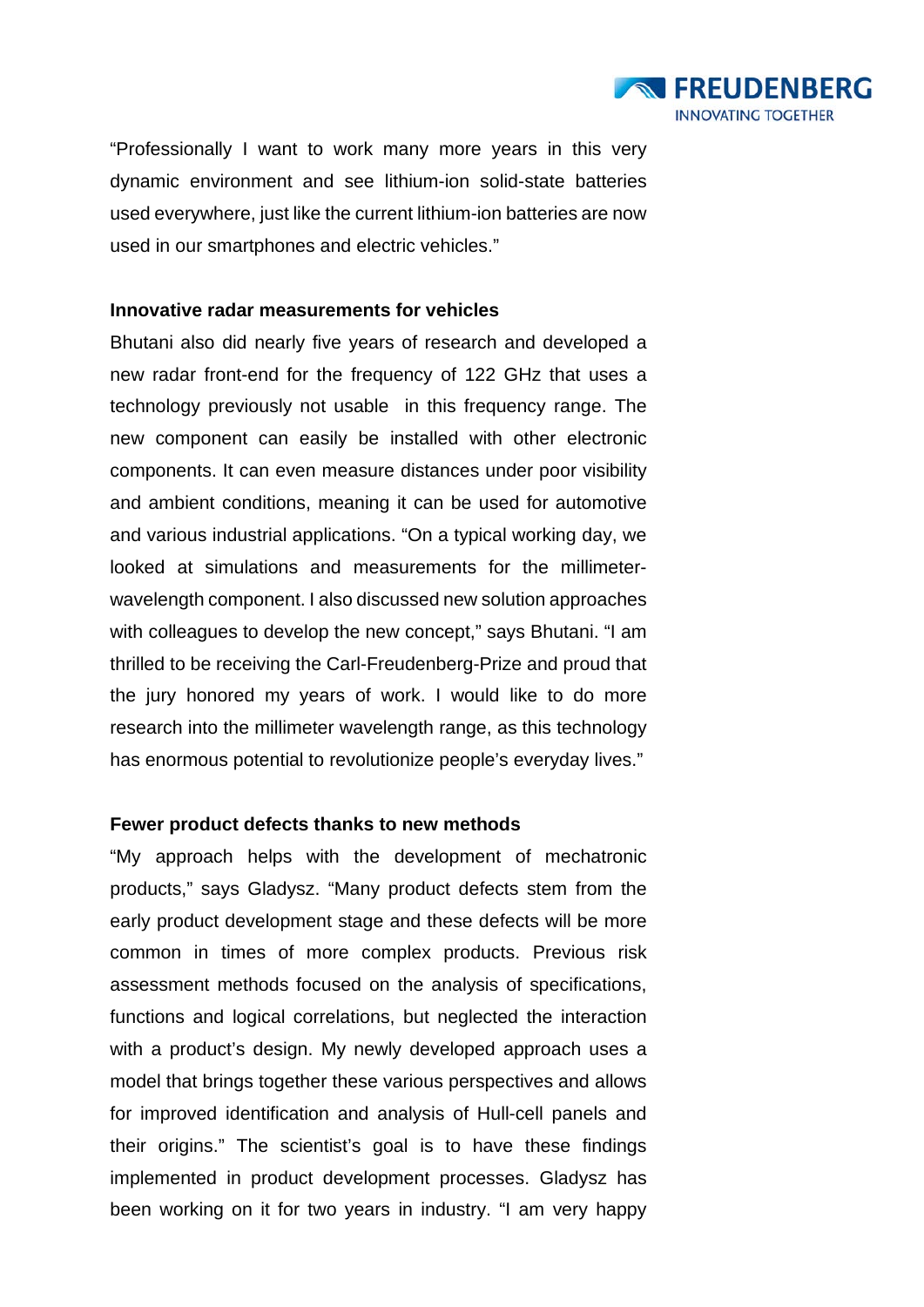"Professionally I want to work many more years in this very dynamic environment and see lithium-ion solid-state batteries used everywhere, just like the current lithium-ion batteries are now used in our smartphones and electric vehicles."

**Innovative radar measurements for vehicles**

Bhutani also did nearly five years of research and developed a new radar front-end for the frequency of 122 GHz that uses a technology previously not usable in this frequency range. The new component can easily be installed with other electronic components. It can even measure distances under poor visibility and ambient conditions, meaning it can be used for automotive and various industrial applications. "On a typical working day, we looked at simulations and measurements for the millimeter-wavelength component. I also discussed new solution approaches with colleagues to develop the new concept," says Bhutani. "I am thrilled to be receiving the Carl-Freudenberg-Prize and proud that the jury honored my years of work. I would like to do more research into the millimeter wavelength range, as this technology has enormous potential to revolutionize people's everyday lives."

**Fewer product defects thanks to new methods**

"My approach helps with the development of mechatronic products," says Gladysz. "Many product defects stem from the early product development stage and these defects will be more common in times of more complex products. Previous risk assessment methods focused on the analysis of specifications, functions and logical correlations, but neglected the interaction with a product's design. My newly developed approach uses a model that brings together these various perspectives and allows for improved identification and analysis of Hull-cell panels and their origins." The scientist's goal is to have these findings implemented in product development processes. Gladysz has been working on it for two years in industry. "I am very happy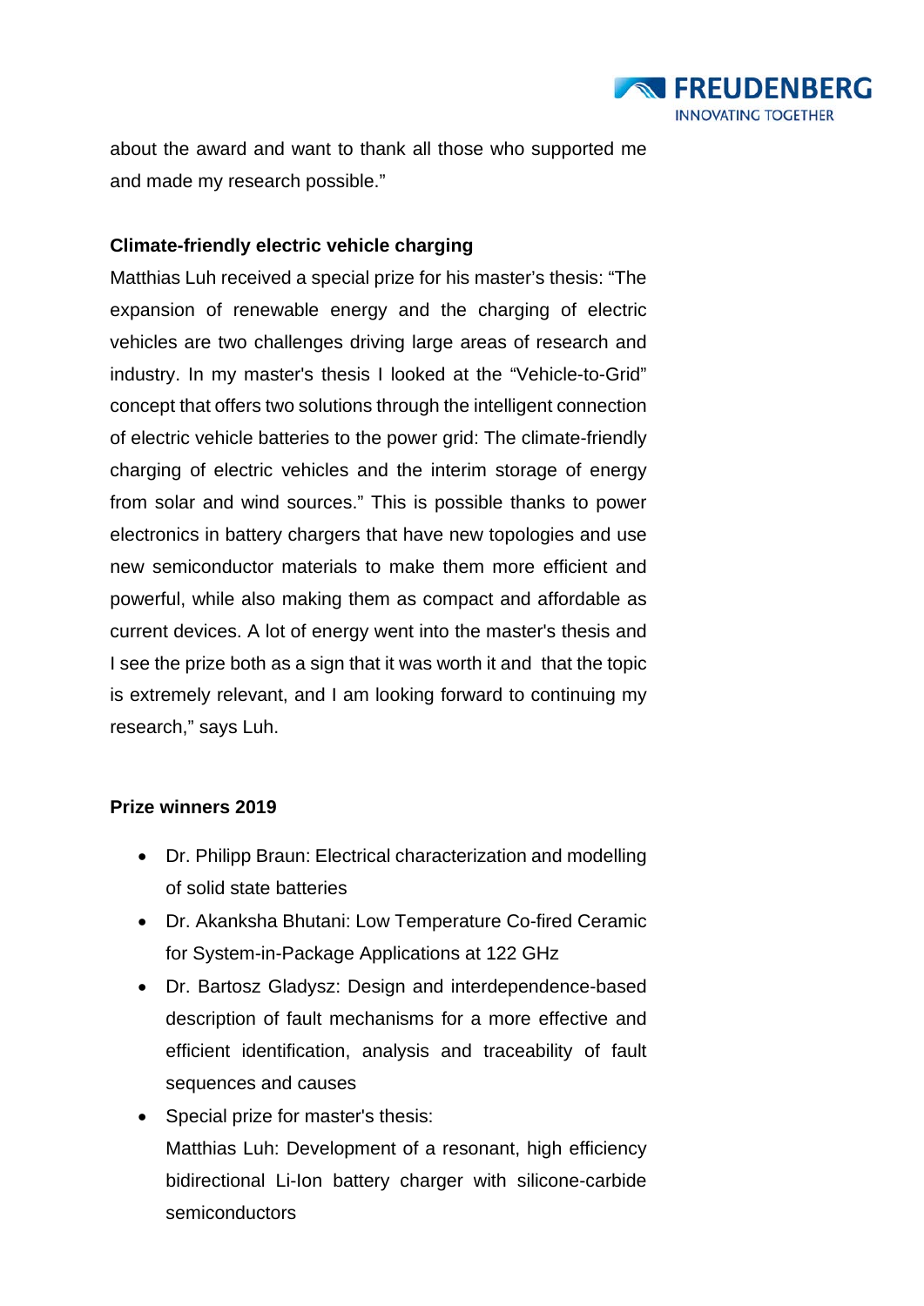about the award and want to thank all those who supported me and made my research possible."

**Climate-friendly electric vehicle charging**

Matthias Luh received a special prize for his master's thesis: "The expansion of renewable energy and the charging of electric vehicles are two challenges driving large areas of research and industry. In my master's thesis I looked at the "Vehicle-to-Grid" concept that offers two solutions through the intelligent connection of electric vehicle batteries to the power grid: The climate-friendly charging of electric vehicles and the interim storage of energy from solar and wind sources." This is possible thanks to power electronics in battery chargers that have new topologies and use new semiconductor materials to make them more efficient and powerful, while also making them as compact and affordable as current devices. A lot of energy went into the master's thesis and I see the prize both as a sign that it was worth it and that the topic is extremely relevant, and I am looking forward to continuing my research," says Luh.

**Prize winners 2019**

- Dr. Philipp Braun: Electrical characterization and modelling of solid state batteries
- Dr. Akanksha Bhutani: Low Temperature Co-fired Ceramic for System-in-Package Applications at 122 GHz
- Dr. Bartosz Gladysz: Design and interdependence-based description of fault mechanisms for a more effective and efficient identification, analysis and traceability of fault sequences and causes
- Special prize for master's thesis:
  Matthias Luh: Development of a resonant, high efficiency bidirectional Li-Ion battery charger with silicone-carbide semiconductors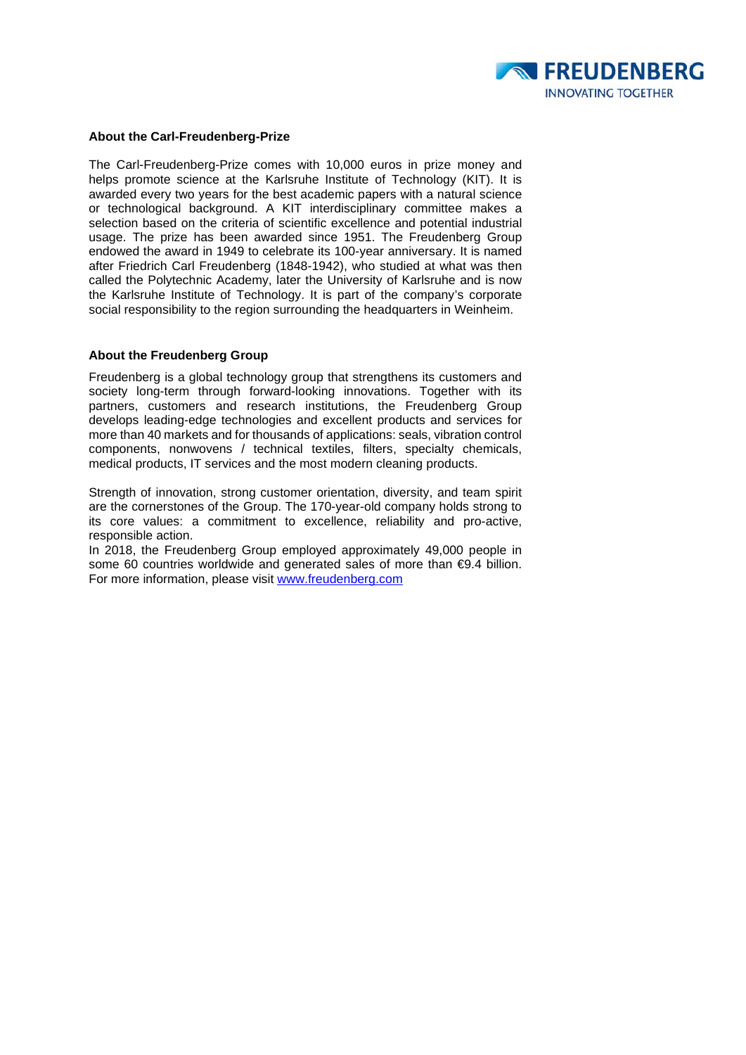### About the Carl-Freudenberg-Prize

The Carl-Freudenberg-Prize comes with 10,000 euros in prize money and helps promote science at the Karlsruhe Institute of Technology (KIT). It is awarded every two years for the best academic papers with a natural science or technological background. A KIT interdisciplinary committee makes a selection based on the criteria of scientific excellence and potential industrial usage. The prize has been awarded since 1951. The Freudenberg Group endowed the award in 1949 to celebrate its 100-year anniversary. It is named after Friedrich Carl Freudenberg (1848-1942), who studied at what was then called the Polytechnic Academy, later the University of Karlsruhe and is now the Karlsruhe Institute of Technology. It is part of the company's corporate social responsibility to the region surrounding the headquarters in Weinheim.

### About the Freudenberg Group

Freudenberg is a global technology group that strengthens its customers and society long-term through forward-looking innovations. Together with its partners, customers and research institutions, the Freudenberg Group develops leading-edge technologies and excellent products and services for more than 40 markets and for thousands of applications: seals, vibration control components, nonwovens / technical textiles, filters, specialty chemicals, medical products, IT services and the most modern cleaning products.

Strength of innovation, strong customer orientation, diversity, and team spirit are the cornerstones of the Group. The 170-year-old company holds strong to its core values: a commitment to excellence, reliability and pro-active, responsible action.

In 2018, the Freudenberg Group employed approximately 49,000 people in some 60 countries worldwide and generated sales of more than €9.4 billion. For more information, please visit www.freudenberg.com